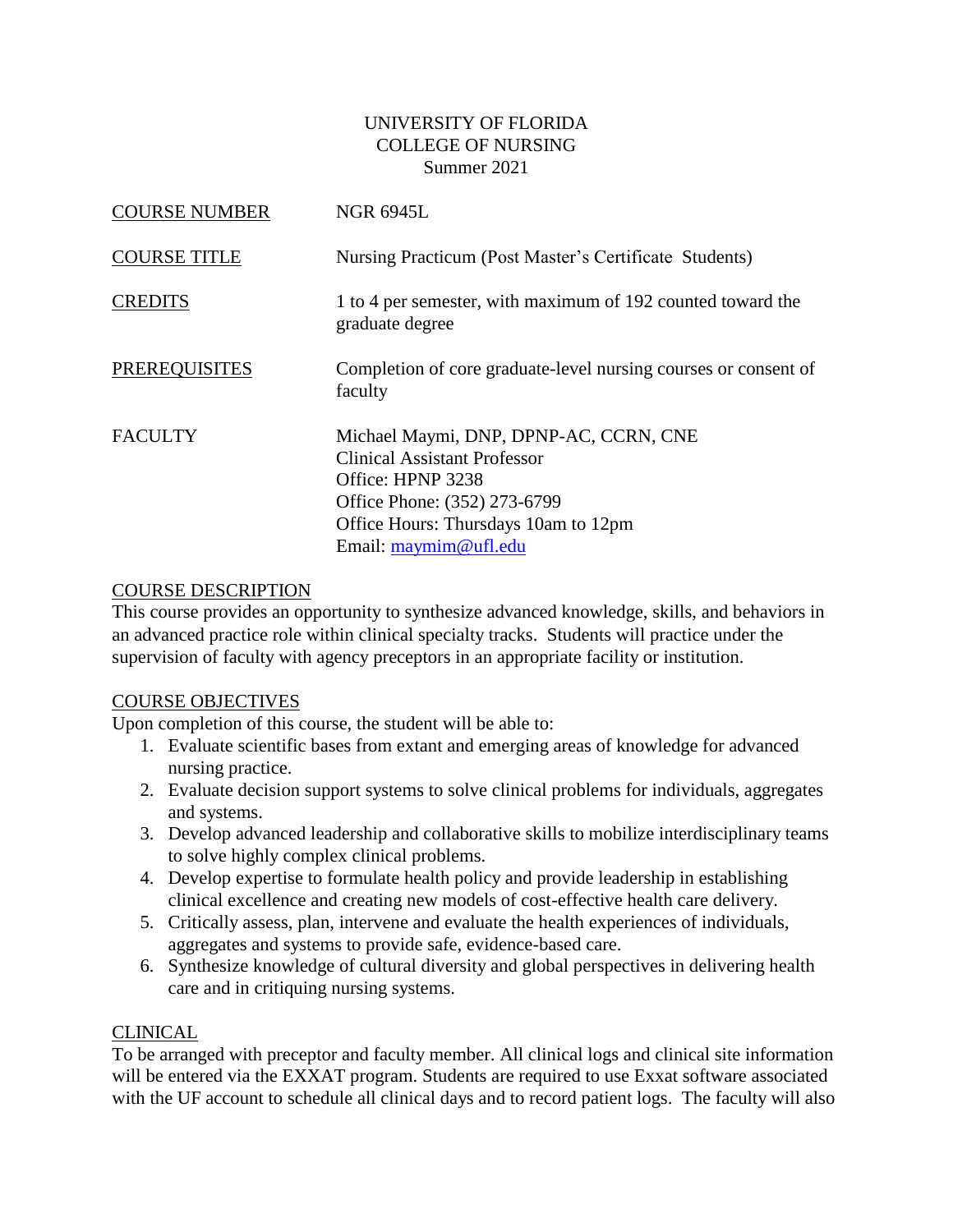UNIVERSITY OF FLORIDA
COLLEGE OF NURSING
Summer 2021

| | |
|---|---|
| COURSE NUMBER | NGR 6945L |
| COURSE TITLE | Nursing Practicum (Post Master's Certificate Students) |
| CREDITS | 1 to 4 per semester, with maximum of 192 counted toward the graduate degree |
| PREREQUISITES | Completion of core graduate-level nursing courses or consent of faculty |
| FACULTY | Michael Maymi, DNP, DPNP-AC, CCRN, CNE<br>Clinical Assistant Professor<br>Office: HPNP 3238<br>Office Phone: (352) 273-6799<br>Office Hours: Thursdays 10am to 12pm<br>Email: maymim@ufl.edu |

## COURSE DESCRIPTION

This course provides an opportunity to synthesize advanced knowledge, skills, and behaviors in an advanced practice role within clinical specialty tracks. Students will practice under the supervision of faculty with agency preceptors in an appropriate facility or institution.

## COURSE OBJECTIVES

Upon completion of this course, the student will be able to:

1. Evaluate scientific bases from extant and emerging areas of knowledge for advanced nursing practice.
2. Evaluate decision support systems to solve clinical problems for individuals, aggregates and systems.
3. Develop advanced leadership and collaborative skills to mobilize interdisciplinary teams to solve highly complex clinical problems.
4. Develop expertise to formulate health policy and provide leadership in establishing clinical excellence and creating new models of cost-effective health care delivery.
5. Critically assess, plan, intervene and evaluate the health experiences of individuals, aggregates and systems to provide safe, evidence-based care.
6. Synthesize knowledge of cultural diversity and global perspectives in delivering health care and in critiquing nursing systems.

## CLINICAL

To be arranged with preceptor and faculty member. All clinical logs and clinical site information will be entered via the EXXAT program. Students are required to use Exxat software associated with the UF account to schedule all clinical days and to record patient logs. The faculty will also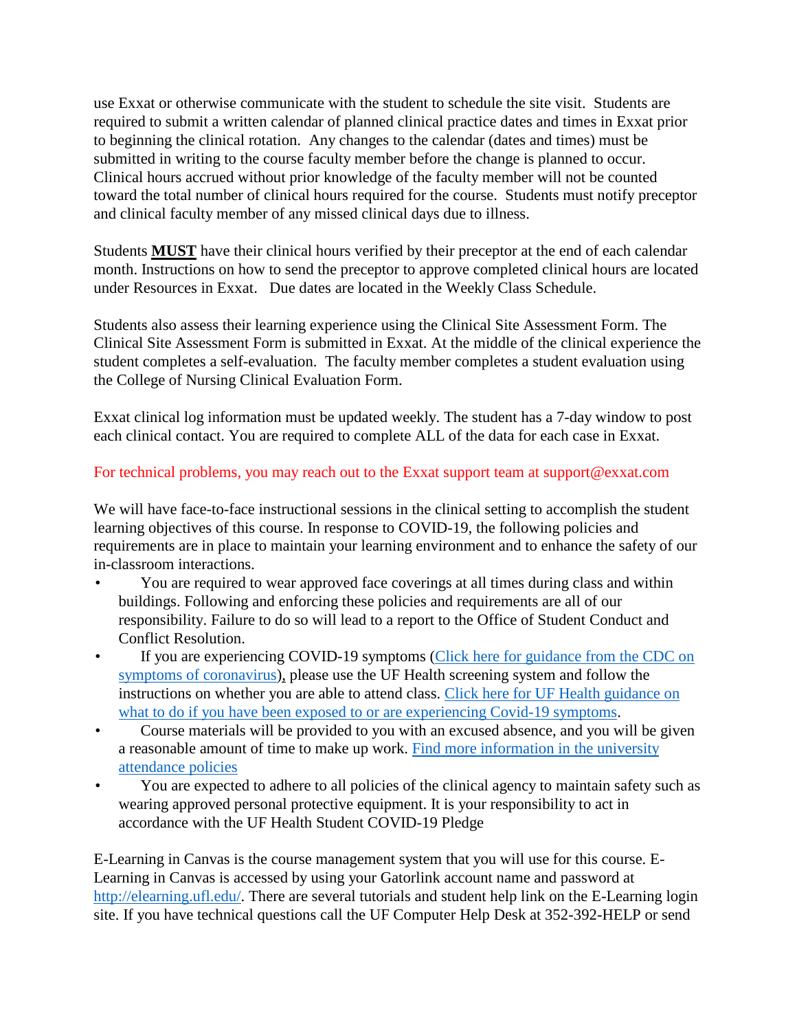use Exxat or otherwise communicate with the student to schedule the site visit. Students are required to submit a written calendar of planned clinical practice dates and times in Exxat prior to beginning the clinical rotation. Any changes to the calendar (dates and times) must be submitted in writing to the course faculty member before the change is planned to occur. Clinical hours accrued without prior knowledge of the faculty member will not be counted toward the total number of clinical hours required for the course. Students must notify preceptor and clinical faculty member of any missed clinical days due to illness.

Students **MUST** have their clinical hours verified by their preceptor at the end of each calendar month. Instructions on how to send the preceptor to approve completed clinical hours are located under Resources in Exxat. Due dates are located in the Weekly Class Schedule.

Students also assess their learning experience using the Clinical Site Assessment Form. The Clinical Site Assessment Form is submitted in Exxat. At the middle of the clinical experience the student completes a self-evaluation. The faculty member completes a student evaluation using the College of Nursing Clinical Evaluation Form.

Exxat clinical log information must be updated weekly. The student has a 7-day window to post each clinical contact. You are required to complete ALL of the data for each case in Exxat.

For technical problems, you may reach out to the Exxat support team at support@exxat.com

We will have face-to-face instructional sessions in the clinical setting to accomplish the student learning objectives of this course. In response to COVID-19, the following policies and requirements are in place to maintain your learning environment and to enhance the safety of our in-classroom interactions.

- You are required to wear approved face coverings at all times during class and within buildings. Following and enforcing these policies and requirements are all of our responsibility. Failure to do so will lead to a report to the Office of Student Conduct and Conflict Resolution.
- If you are experiencing COVID-19 symptoms (Click here for guidance from the CDC on symptoms of coronavirus), please use the UF Health screening system and follow the instructions on whether you are able to attend class. Click here for UF Health guidance on what to do if you have been exposed to or are experiencing Covid-19 symptoms.
- Course materials will be provided to you with an excused absence, and you will be given a reasonable amount of time to make up work. Find more information in the university attendance policies
- You are expected to adhere to all policies of the clinical agency to maintain safety such as wearing approved personal protective equipment. It is your responsibility to act in accordance with the UF Health Student COVID-19 Pledge

E-Learning in Canvas is the course management system that you will use for this course. E-Learning in Canvas is accessed by using your Gatorlink account name and password at http://elearning.ufl.edu/. There are several tutorials and student help link on the E-Learning login site. If you have technical questions call the UF Computer Help Desk at 352-392-HELP or send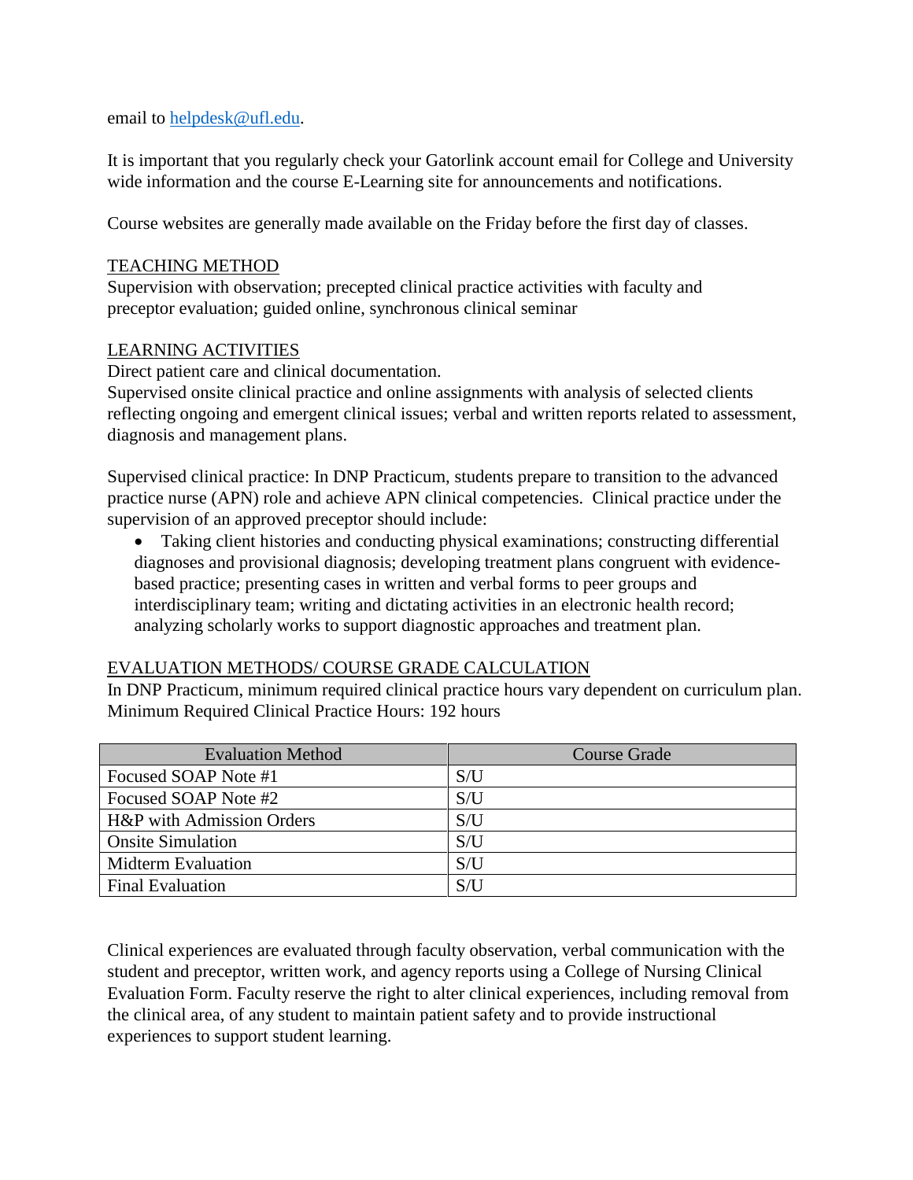email to [helpdesk@ufl.edu](mailto:helpdesk@ufl.edu).

It is important that you regularly check your Gatorlink account email for College and University wide information and the course E-Learning site for announcements and notifications.

Course websites are generally made available on the Friday before the first day of classes.

## TEACHING METHOD

Supervision with observation; precepted clinical practice activities with faculty and preceptor evaluation; guided online, synchronous clinical seminar

## LEARNING ACTIVITIES

Direct patient care and clinical documentation.
Supervised onsite clinical practice and online assignments with analysis of selected clients reflecting ongoing and emergent clinical issues; verbal and written reports related to assessment, diagnosis and management plans.

Supervised clinical practice: In DNP Practicum, students prepare to transition to the advanced practice nurse (APN) role and achieve APN clinical competencies. Clinical practice under the supervision of an approved preceptor should include:

- Taking client histories and conducting physical examinations; constructing differential diagnoses and provisional diagnosis; developing treatment plans congruent with evidence-based practice; presenting cases in written and verbal forms to peer groups and interdisciplinary team; writing and dictating activities in an electronic health record; analyzing scholarly works to support diagnostic approaches and treatment plan.

## EVALUATION METHODS/ COURSE GRADE CALCULATION

In DNP Practicum, minimum required clinical practice hours vary dependent on curriculum plan.
Minimum Required Clinical Practice Hours: 192 hours

| Evaluation Method | Course Grade |
| --- | --- |
| Focused SOAP Note #1 | S/U |
| Focused SOAP Note #2 | S/U |
| H&P with Admission Orders | S/U |
| Onsite Simulation | S/U |
| Midterm Evaluation | S/U |
| Final Evaluation | S/U |

Clinical experiences are evaluated through faculty observation, verbal communication with the student and preceptor, written work, and agency reports using a College of Nursing Clinical Evaluation Form. Faculty reserve the right to alter clinical experiences, including removal from the clinical area, of any student to maintain patient safety and to provide instructional experiences to support student learning.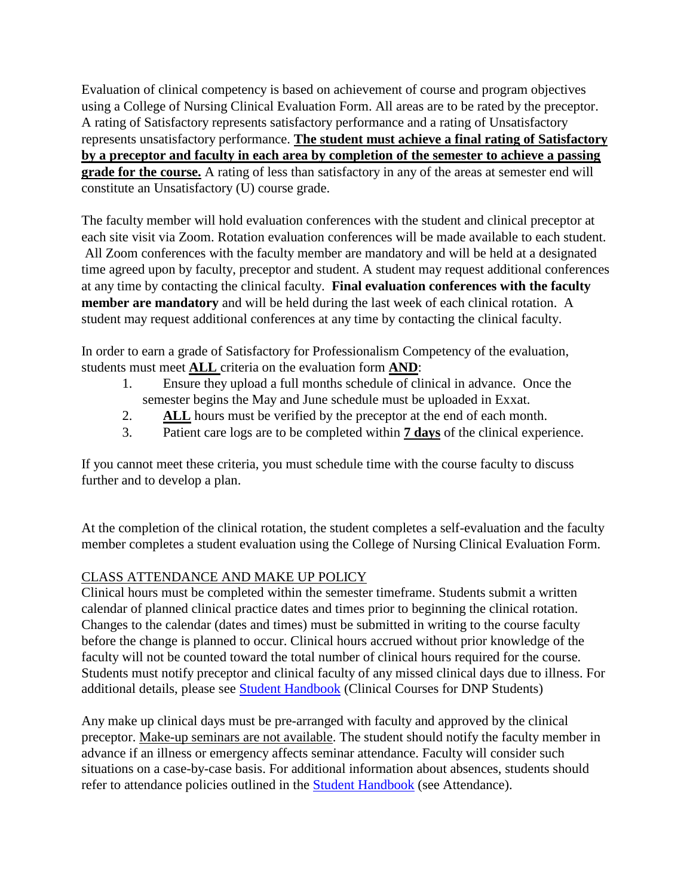Evaluation of clinical competency is based on achievement of course and program objectives using a College of Nursing Clinical Evaluation Form. All areas are to be rated by the preceptor. A rating of Satisfactory represents satisfactory performance and a rating of Unsatisfactory represents unsatisfactory performance. **The student must achieve a final rating of Satisfactory by a preceptor and faculty in each area by completion of the semester to achieve a passing grade for the course.** A rating of less than satisfactory in any of the areas at semester end will constitute an Unsatisfactory (U) course grade.

The faculty member will hold evaluation conferences with the student and clinical preceptor at each site visit via Zoom. Rotation evaluation conferences will be made available to each student. All Zoom conferences with the faculty member are mandatory and will be held at a designated time agreed upon by faculty, preceptor and student. A student may request additional conferences at any time by contacting the clinical faculty. **Final evaluation conferences with the faculty member are mandatory** and will be held during the last week of each clinical rotation. A student may request additional conferences at any time by contacting the clinical faculty.

In order to earn a grade of Satisfactory for Professionalism Competency of the evaluation, students must meet **ALL** criteria on the evaluation form **AND**:

1. Ensure they upload a full months schedule of clinical in advance. Once the semester begins the May and June schedule must be uploaded in Exxat.
2. **ALL** hours must be verified by the preceptor at the end of each month.
3. Patient care logs are to be completed within **7 days** of the clinical experience.

If you cannot meet these criteria, you must schedule time with the course faculty to discuss further and to develop a plan.

At the completion of the clinical rotation, the student completes a self-evaluation and the faculty member completes a student evaluation using the College of Nursing Clinical Evaluation Form.

## CLASS ATTENDANCE AND MAKE UP POLICY

Clinical hours must be completed within the semester timeframe. Students submit a written calendar of planned clinical practice dates and times prior to beginning the clinical rotation. Changes to the calendar (dates and times) must be submitted in writing to the course faculty before the change is planned to occur. Clinical hours accrued without prior knowledge of the faculty will not be counted toward the total number of clinical hours required for the course. Students must notify preceptor and clinical faculty of any missed clinical days due to illness. For additional details, please see [Student Handbook] (Clinical Courses for DNP Students)

Any make up clinical days must be pre-arranged with faculty and approved by the clinical preceptor. Make-up seminars are not available. The student should notify the faculty member in advance if an illness or emergency affects seminar attendance. Faculty will consider such situations on a case-by-case basis. For additional information about absences, students should refer to attendance policies outlined in the [Student Handbook] (see Attendance).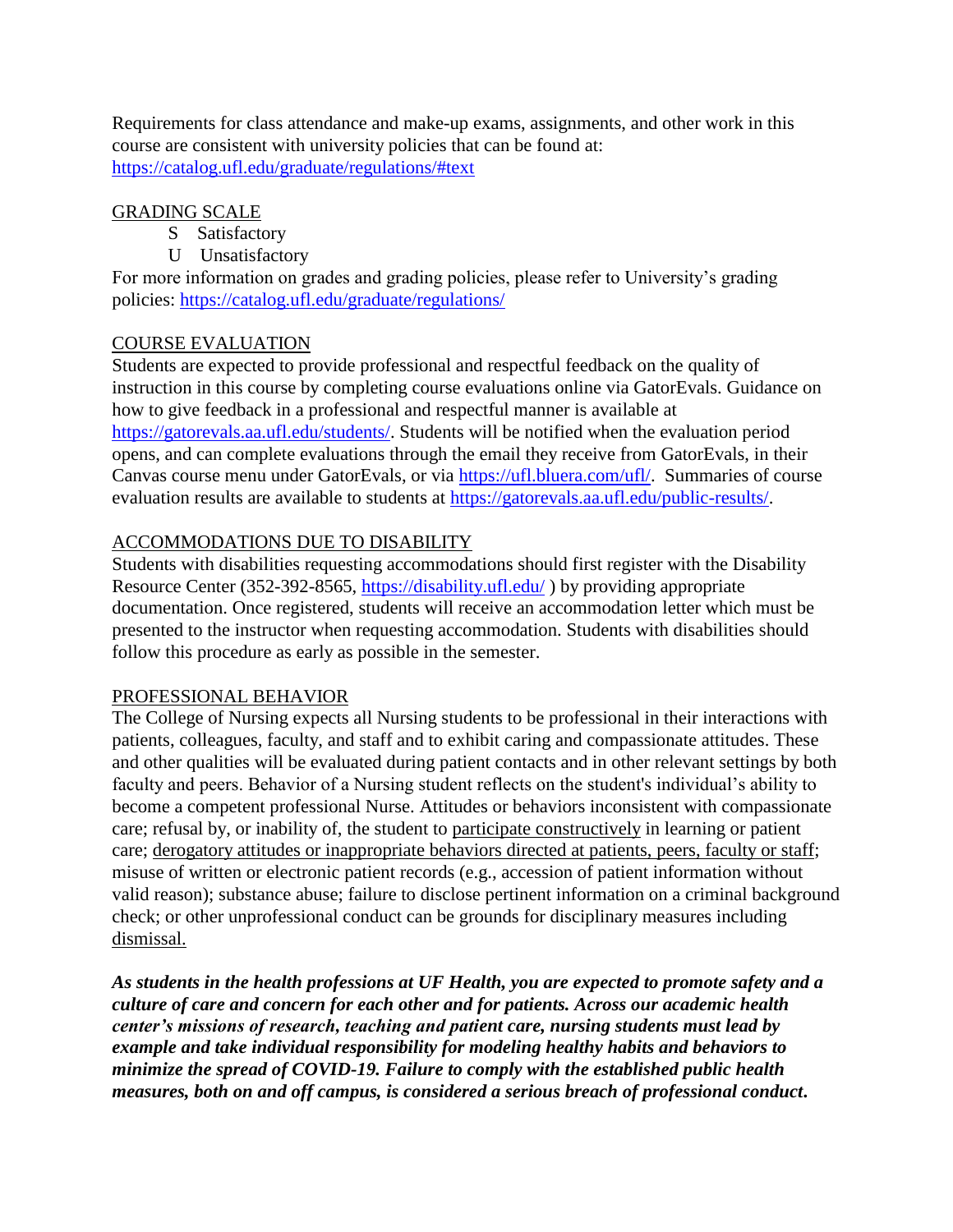Requirements for class attendance and make-up exams, assignments, and other work in this course are consistent with university policies that can be found at: https://catalog.ufl.edu/graduate/regulations/#text

## GRADING SCALE

- S Satisfactory
- U Unsatisfactory

For more information on grades and grading policies, please refer to University's grading policies: https://catalog.ufl.edu/graduate/regulations/

## COURSE EVALUATION

Students are expected to provide professional and respectful feedback on the quality of instruction in this course by completing course evaluations online via GatorEvals. Guidance on how to give feedback in a professional and respectful manner is available at https://gatorevals.aa.ufl.edu/students/. Students will be notified when the evaluation period opens, and can complete evaluations through the email they receive from GatorEvals, in their Canvas course menu under GatorEvals, or via https://ufl.bluera.com/ufl/. Summaries of course evaluation results are available to students at https://gatorevals.aa.ufl.edu/public-results/.

## ACCOMMODATIONS DUE TO DISABILITY

Students with disabilities requesting accommodations should first register with the Disability Resource Center (352-392-8565, https://disability.ufl.edu/ ) by providing appropriate documentation. Once registered, students will receive an accommodation letter which must be presented to the instructor when requesting accommodation. Students with disabilities should follow this procedure as early as possible in the semester.

## PROFESSIONAL BEHAVIOR

The College of Nursing expects all Nursing students to be professional in their interactions with patients, colleagues, faculty, and staff and to exhibit caring and compassionate attitudes. These and other qualities will be evaluated during patient contacts and in other relevant settings by both faculty and peers. Behavior of a Nursing student reflects on the student's individual's ability to become a competent professional Nurse. Attitudes or behaviors inconsistent with compassionate care; refusal by, or inability of, the student to participate constructively in learning or patient care; derogatory attitudes or inappropriate behaviors directed at patients, peers, faculty or staff; misuse of written or electronic patient records (e.g., accession of patient information without valid reason); substance abuse; failure to disclose pertinent information on a criminal background check; or other unprofessional conduct can be grounds for disciplinary measures including dismissal.

***As students in the health professions at UF Health, you are expected to promote safety and a culture of care and concern for each other and for patients. Across our academic health center's missions of research, teaching and patient care, nursing students must lead by example and take individual responsibility for modeling healthy habits and behaviors to minimize the spread of COVID-19. Failure to comply with the established public health measures, both on and off campus, is considered a serious breach of professional conduct.***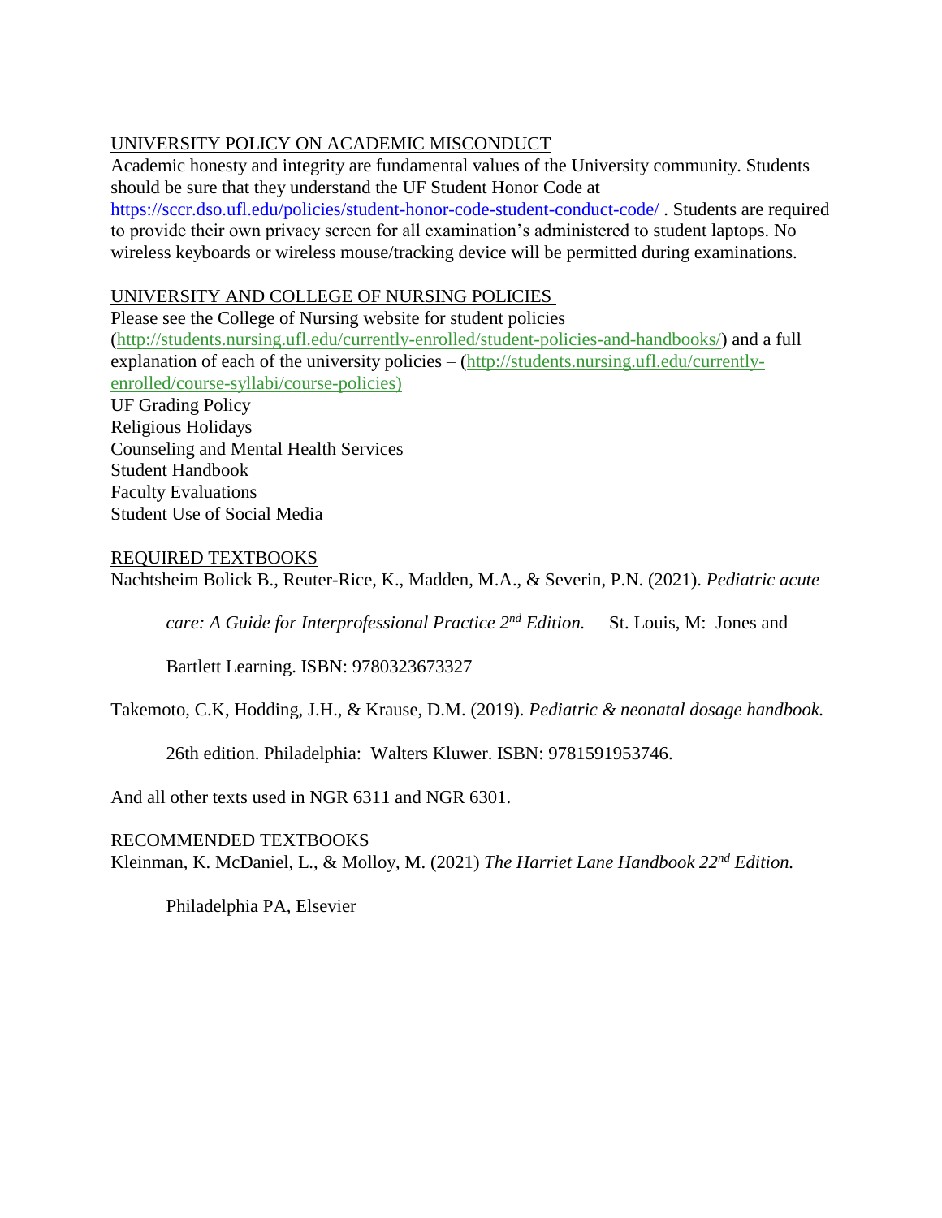## UNIVERSITY POLICY ON ACADEMIC MISCONDUCT

Academic honesty and integrity are fundamental values of the University community. Students should be sure that they understand the UF Student Honor Code at https://sccr.dso.ufl.edu/policies/student-honor-code-student-conduct-code/ . Students are required to provide their own privacy screen for all examination's administered to student laptops. No wireless keyboards or wireless mouse/tracking device will be permitted during examinations.

## UNIVERSITY AND COLLEGE OF NURSING POLICIES

Please see the College of Nursing website for student policies (http://students.nursing.ufl.edu/currently-enrolled/student-policies-and-handbooks/) and a full explanation of each of the university policies – (http://students.nursing.ufl.edu/currently-enrolled/course-syllabi/course-policies)

UF Grading Policy
Religious Holidays
Counseling and Mental Health Services
Student Handbook
Faculty Evaluations
Student Use of Social Media

## REQUIRED TEXTBOOKS

Nachtsheim Bolick B., Reuter-Rice, K., Madden, M.A., & Severin, P.N. (2021). *Pediatric acute care: A Guide for Interprofessional Practice 2nd Edition.* St. Louis, M: Jones and Bartlett Learning. ISBN: 9780323673327

Takemoto, C.K, Hodding, J.H., & Krause, D.M. (2019). *Pediatric & neonatal dosage handbook.* 26th edition. Philadelphia: Walters Kluwer. ISBN: 9781591953746.

And all other texts used in NGR 6311 and NGR 6301.

## RECOMMENDED TEXTBOOKS

Kleinman, K. McDaniel, L., & Molloy, M. (2021) *The Harriet Lane Handbook 22nd Edition.* Philadelphia PA, Elsevier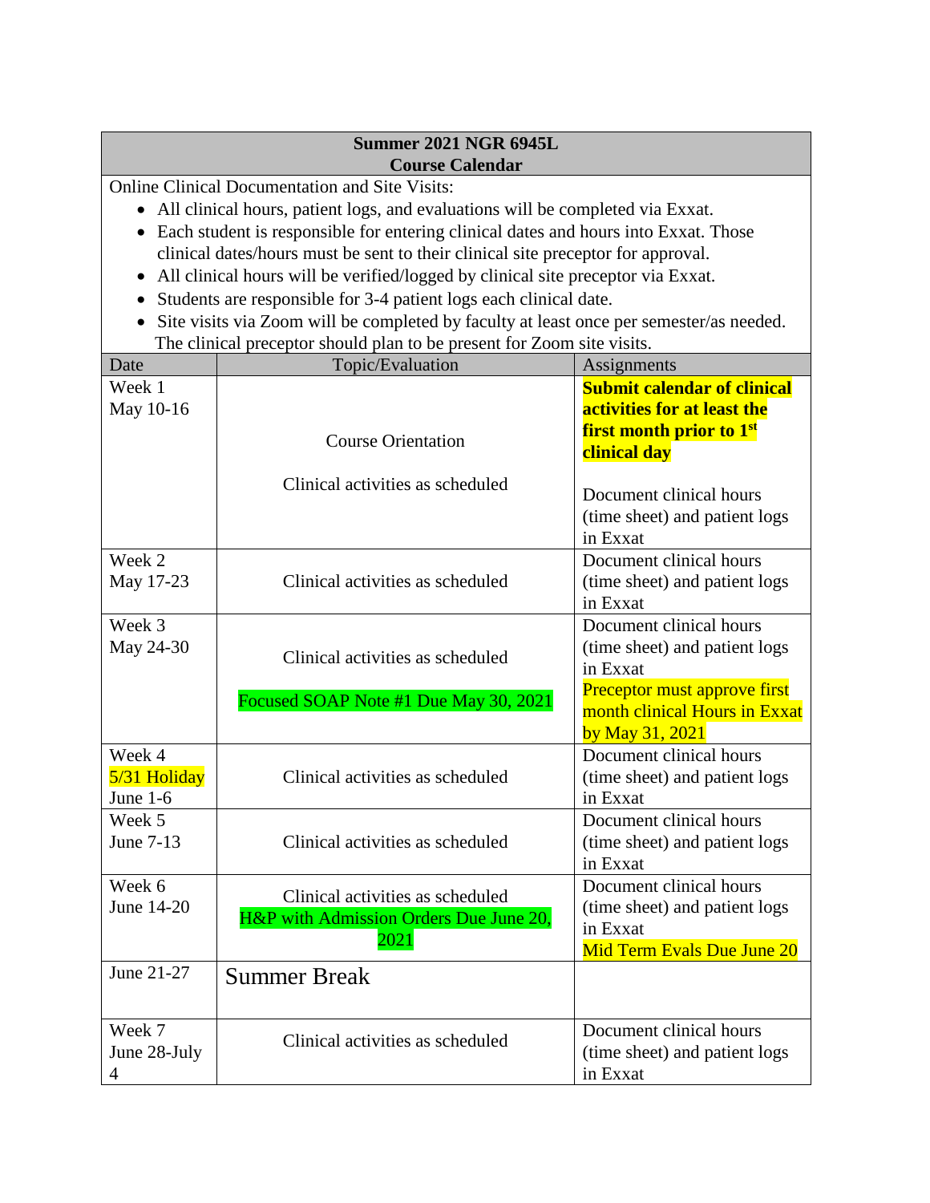**Summer 2021 NGR 6945L**
**Course Calendar**

Online Clinical Documentation and Site Visits:

- All clinical hours, patient logs, and evaluations will be completed via Exxat.
- Each student is responsible for entering clinical dates and hours into Exxat. Those clinical dates/hours must be sent to their clinical site preceptor for approval.
- All clinical hours will be verified/logged by clinical site preceptor via Exxat.
- Students are responsible for 3-4 patient logs each clinical date.
- Site visits via Zoom will be completed by faculty at least once per semester/as needed.

The clinical preceptor should plan to be present for Zoom site visits.

| Date | Topic/Evaluation | Assignments |
|---|---|---|
| Week 1<br>May 10-16 | Course Orientation<br><br>Clinical activities as scheduled | **Submit calendar of clinical activities for at least the first month prior to 1st clinical day**<br><br>Document clinical hours (time sheet) and patient logs in Exxat |
| Week 2<br>May 17-23 | Clinical activities as scheduled | Document clinical hours (time sheet) and patient logs in Exxat |
| Week 3<br>May 24-30 | Clinical activities as scheduled<br><br>Focused SOAP Note #1 Due May 30, 2021 | Document clinical hours (time sheet) and patient logs in Exxat<br>Preceptor must approve first month clinical Hours in Exxat by May 31, 2021 |
| Week 4<br>5/31 Holiday<br>June 1-6 | Clinical activities as scheduled | Document clinical hours (time sheet) and patient logs in Exxat |
| Week 5<br>June 7-13 | Clinical activities as scheduled | Document clinical hours (time sheet) and patient logs in Exxat |
| Week 6<br>June 14-20 | Clinical activities as scheduled<br>H&P with Admission Orders Due June 20, 2021 | Document clinical hours (time sheet) and patient logs in Exxat<br>Mid Term Evals Due June 20 |
| June 21-27 | Summer Break | |
| Week 7<br>June 28-July 4 | Clinical activities as scheduled | Document clinical hours (time sheet) and patient logs in Exxat |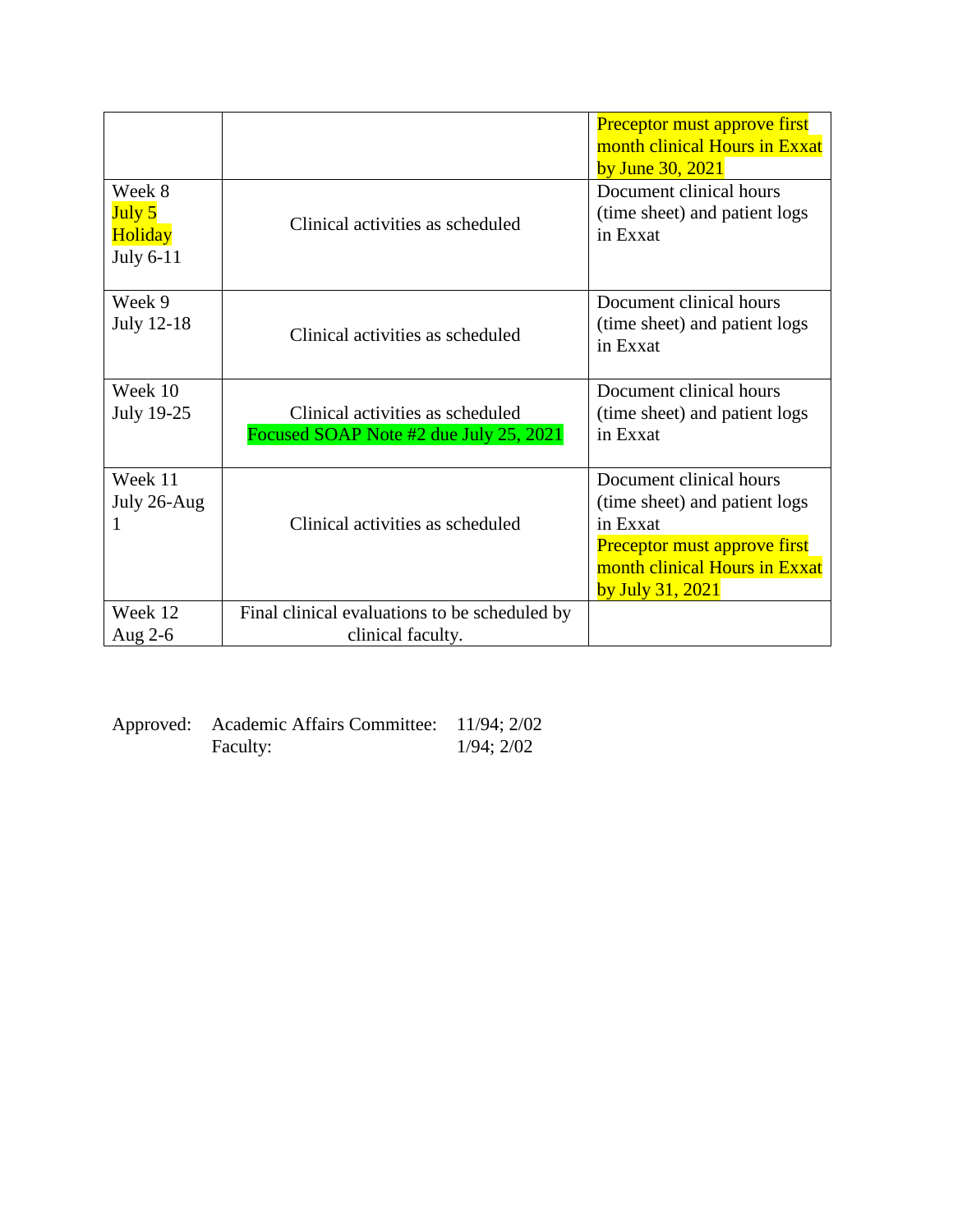| | | |
|---|---|---|
| | | Preceptor must approve first month clinical Hours in Exxat by June 30, 2021 |
| Week 8<br>July 5<br>Holiday<br>July 6-11 | Clinical activities as scheduled | Document clinical hours (time sheet) and patient logs in Exxat |
| Week 9<br>July 12-18 | Clinical activities as scheduled | Document clinical hours (time sheet) and patient logs in Exxat |
| Week 10<br>July 19-25 | Clinical activities as scheduled<br>Focused SOAP Note #2 due July 25, 2021 | Document clinical hours (time sheet) and patient logs in Exxat |
| Week 11<br>July 26-Aug 1 | Clinical activities as scheduled | Document clinical hours (time sheet) and patient logs in Exxat<br>Preceptor must approve first month clinical Hours in Exxat by July 31, 2021 |
| Week 12<br>Aug 2-6 | Final clinical evaluations to be scheduled by clinical faculty. | |

Approved: Academic Affairs Committee: 11/94; 2/02
Faculty: 1/94; 2/02